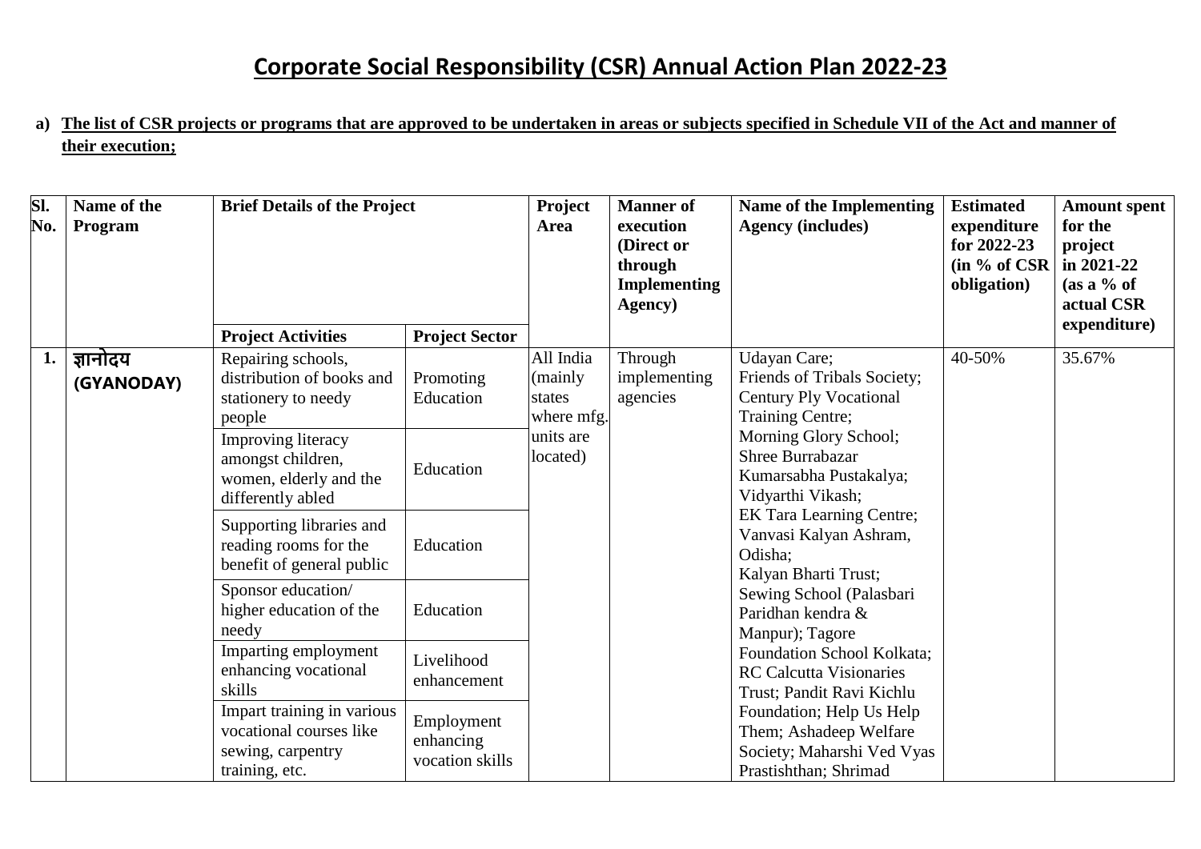# Corporate Social Responsibility (CSR) Annual Action Plan 2022-23

**a) The list of CSR projects or programs that are approved to be undertaken in areas or subjects specified in Schedule VII of the Act and manner of their execution;**

| Sl. No. | Name of the Program | Brief Details of the Project | | Project Area | Manner of execution (Direct or through Implementing Agency) | Name of the Implementing Agency (includes) | Estimated expenditure for 2022-23 (in % of CSR obligation) | Amount spent for the project in 2021-22 (as a % of actual CSR expenditure) |
|---|---|---|---|---|---|---|---|---|
| | | **Project Activities** | **Project Sector** | | | | | |
| **1.** | **ज्ञानोदय (GYANODAY)** | Repairing schools, distribution of books and stationery to needy people | Promoting Education | All India (mainly states where mfg. units are located) | Through implementing agencies | Udayan Care; Friends of Tribals Society; Century Ply Vocational Training Centre; Morning Glory School; Shree Burrabazar Kumarsabha Pustakalya; Vidyarthi Vikash; EK Tara Learning Centre; Vanvasi Kalyan Ashram, Odisha; Kalyan Bharti Trust; Sewing School (Palasbari Paridhan kendra & Manpur); Tagore Foundation School Kolkata; RC Calcutta Visionaries Trust; Pandit Ravi Kichlu Foundation; Help Us Help Them; Ashadeep Welfare Society; Maharshi Ved Vyas Prastishthan; Shrimad | 40-50% | 35.67% |
| | | Improving literacy amongst children, women, elderly and the differently abled | Education | | | | | |
| | | Supporting libraries and reading rooms for the benefit of general public | Education | | | | | |
| | | Sponsor education/ higher education of the needy | Education | | | | | |
| | | Imparting employment enhancing vocational skills | Livelihood enhancement | | | | | |
| | | Impart training in various vocational courses like sewing, carpentry training, etc. | Employment enhancing vocation skills | | | | | |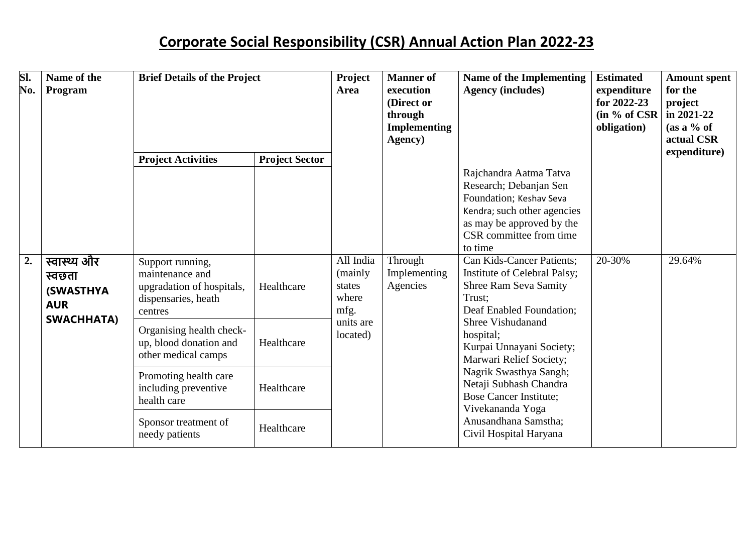# Corporate Social Responsibility (CSR) Annual Action Plan 2022-23

| Sl. No. | Name of the Program | Brief Details of the Project | | Project Area | Manner of execution (Direct or through Implementing Agency) | Name of the Implementing Agency (includes) | Estimated expenditure for 2022-23 (in % of CSR obligation) | Amount spent for the project in 2021-22 (as a % of actual CSR expenditure) |
|---|---|---|---|---|---|---|---|---|
| | | Project Activities | Project Sector | | | | | |
| | | | | | | Rajchandra Aatma Tatva Research; Debanjan Sen Foundation; Keshav Seva Kendra; such other agencies as may be approved by the CSR committee from time to time | | |
| 2. | स्वास्थ्य और स्वछता (SWASTHYA AUR SWACHHATA) | Support running, maintenance and upgradation of hospitals, dispensaries, heath centres | Healthcare | All India (mainly states where mfg. units are located) | Through Implementing Agencies | Can Kids-Cancer Patients; Institute of Celebral Palsy; Shree Ram Seva Samity Trust; Deaf Enabled Foundation; Shree Vishudanand hospital; Kurpai Unnayani Society; Marwari Relief Society; Nagrik Swasthya Sangh; Netaji Subhash Chandra Bose Cancer Institute; Vivekananda Yoga Anusandhana Samstha; Civil Hospital Haryana | 20-30% | 29.64% |
| | | Organising health check-up, blood donation and other medical camps | Healthcare | | | | | |
| | | Promoting health care including preventive health care | Healthcare | | | | | |
| | | Sponsor treatment of needy patients | Healthcare | | | | | |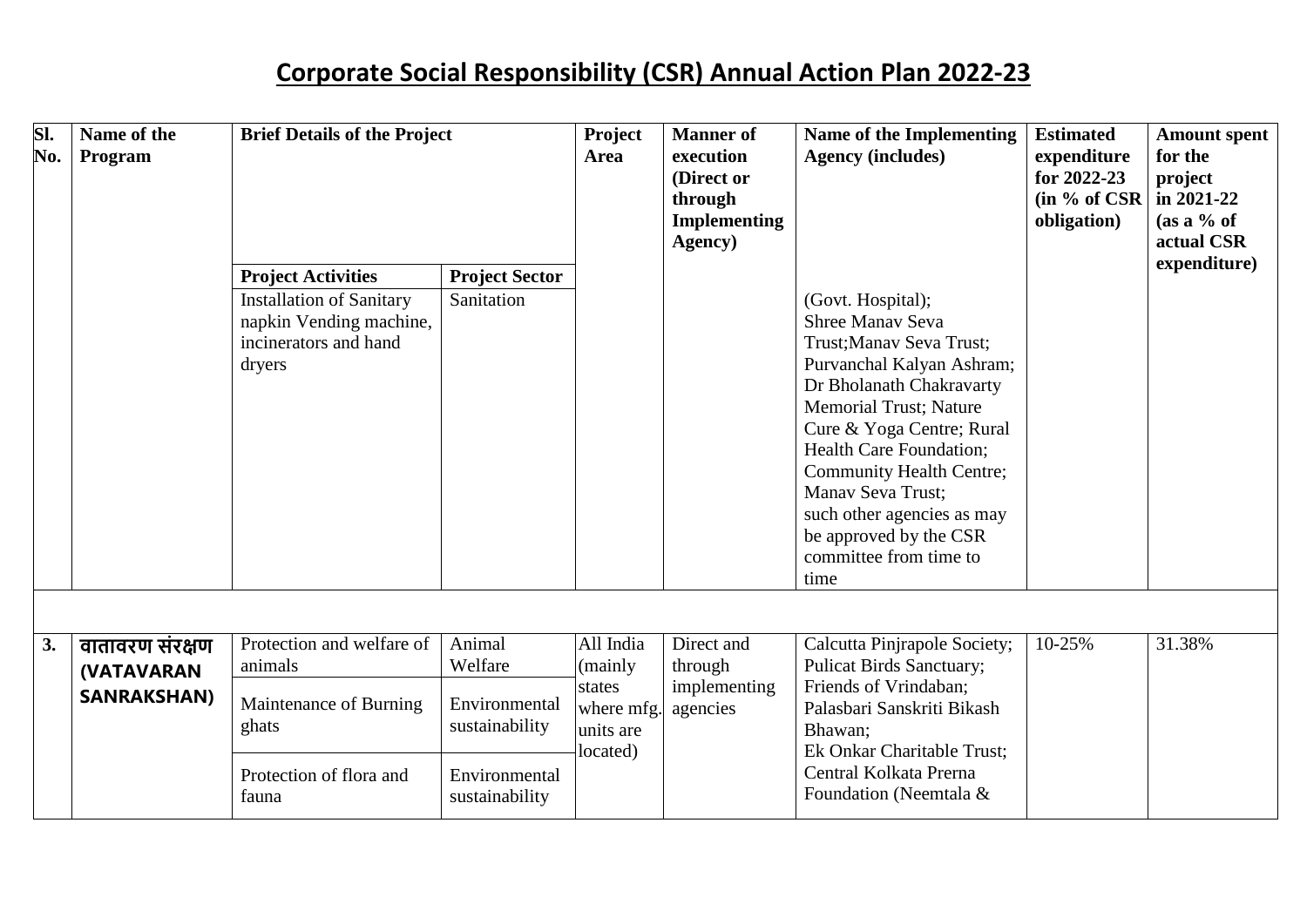# Corporate Social Responsibility (CSR) Annual Action Plan 2022-23

| Sl. No. | Name of the Program | Brief Details of the Project | | Project Area | Manner of execution (Direct or through Implementing Agency) | Name of the Implementing Agency (includes) | Estimated expenditure for 2022-23 (in % of CSR obligation) | Amount spent for the project in 2021-22 (as a % of actual CSR expenditure) |
|---|---|---|---|---|---|---|---|---|
| | | **Project Activities** | **Project Sector** | | | | | |
| | | Installation of Sanitary napkin Vending machine, incinerators and hand dryers | Sanitation | | | (Govt. Hospital); Shree Manav Seva Trust;Manav Seva Trust; Purvanchal Kalyan Ashram; Dr Bholanath Chakravarty Memorial Trust; Nature Cure & Yoga Centre; Rural Health Care Foundation; Community Health Centre; Manav Seva Trust; such other agencies as may be approved by the CSR committee from time to time | | |
| | | | | | | | | |
| **3.** | **वातावरण संरक्षण (VATAVARAN SANRAKSHAN)** | Protection and welfare of animals | Animal Welfare | All India (mainly states where mfg. units are located) | Direct and through implementing agencies | Calcutta Pinjrapole Society; Pulicat Birds Sanctuary; Friends of Vrindaban; Palasbari Sanskriti Bikash Bhawan; Ek Onkar Charitable Trust; Central Kolkata Prerna Foundation (Neemtala & | 10-25% | 31.38% |
| | | Maintenance of Burning ghats | Environmental sustainability | | | | | |
| | | Protection of flora and fauna | Environmental sustainability | | | | | |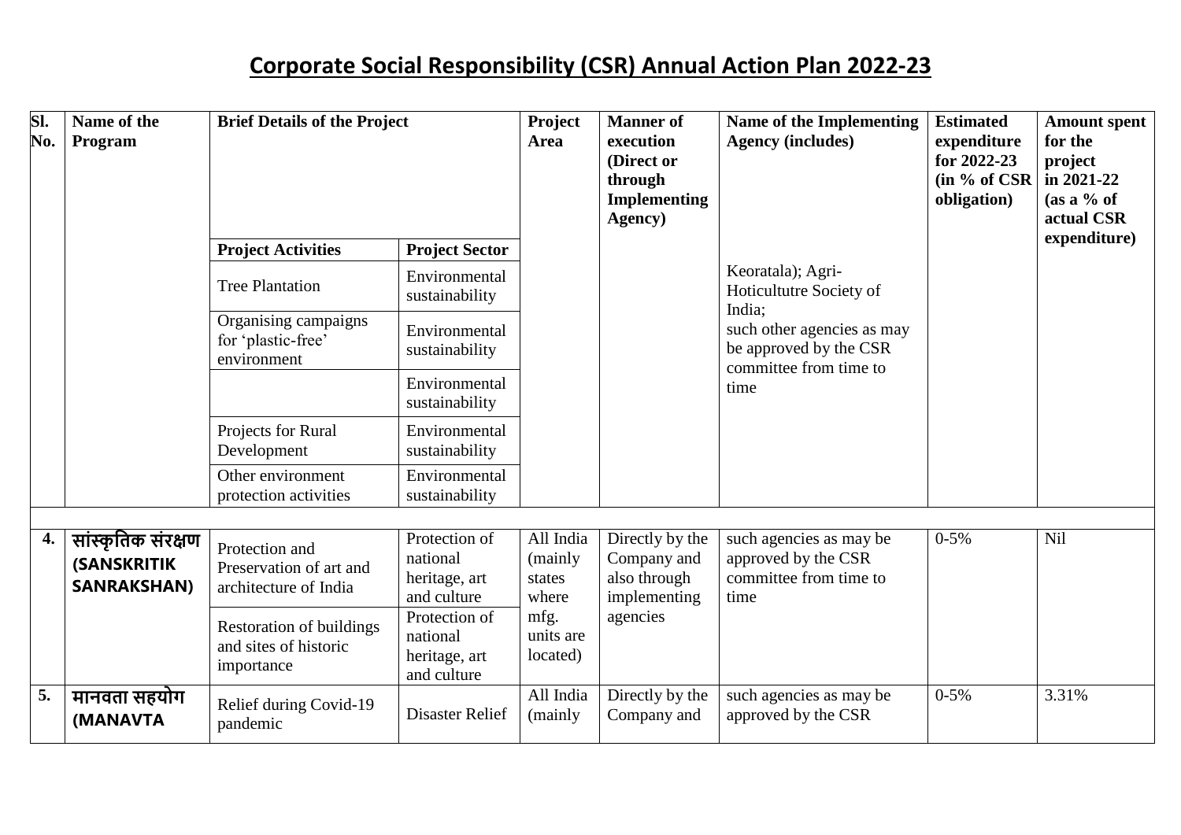# Corporate Social Responsibility (CSR) Annual Action Plan 2022-23

| Sl. No. | Name of the Program | Brief Details of the Project | | Project Area | Manner of execution (Direct or through Implementing Agency) | Name of the Implementing Agency (includes) | Estimated expenditure for 2022-23 (in % of CSR obligation) | Amount spent for the project in 2021-22 (as a % of actual CSR expenditure) |
|---|---|---|---|---|---|---|---|---|
| | | Project Activities | Project Sector | | | | | |
| | | Tree Plantation | Environmental sustainability | | | Keoratala); Agri-Hoticultutre Society of India; such other agencies as may be approved by the CSR committee from time to time | | |
| | | Organising campaigns for 'plastic-free' environment | Environmental sustainability | | | | | |
| | | | Environmental sustainability | | | | | |
| | | Projects for Rural Development | Environmental sustainability | | | | | |
| | | Other environment protection activities | Environmental sustainability | | | | | |
| | | | | | | | | |
| 4. | **सांस्कृतिक संरक्षण (SANSKRITIK SANRAKSHAN)** | Protection and Preservation of art and architecture of India | Protection of national heritage, art and culture | All India (mainly states where mfg. units are located) | Directly by the Company and also through implementing agencies | such agencies as may be approved by the CSR committee from time to time | 0-5% | Nil |
| | | Restoration of buildings and sites of historic importance | Protection of national heritage, art and culture | | | | | |
| 5. | **मानवता सहयोग (MANAVTA** | Relief during Covid-19 pandemic | Disaster Relief | All India (mainly | Directly by the Company and | such agencies as may be approved by the CSR | 0-5% | 3.31% |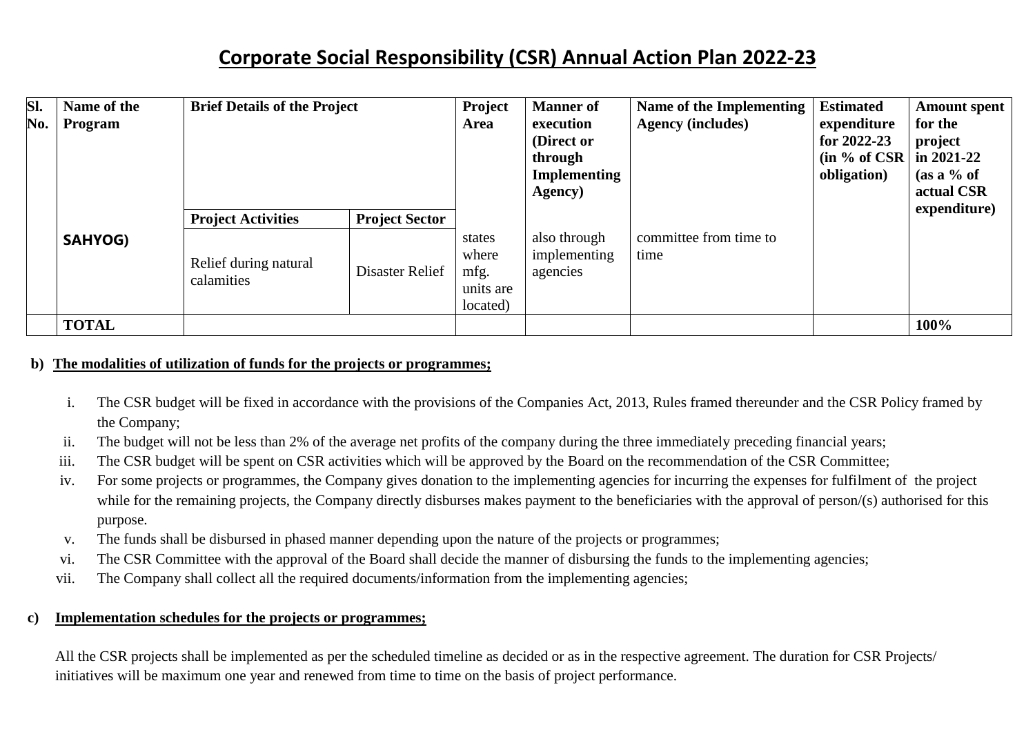# Corporate Social Responsibility (CSR) Annual Action Plan 2022-23

| Sl. No. | Name of the Program | Brief Details of the Project | | Project Area | Manner of execution (Direct or through Implementing Agency) | Name of the Implementing Agency (includes) | Estimated expenditure for 2022-23 (in % of CSR obligation) | Amount spent for the project in 2021-22 (as a % of actual CSR expenditure) |
|---|---|---|---|---|---|---|---|---|
| | | Project Activities | Project Sector | | | | | |
| | **SAHYOG)** | Relief during natural calamities | Disaster Relief | states where mfg. units are located) | also through implementing agencies | committee from time to time | | |
| | **TOTAL** | | | | | | | **100%** |

**b) The modalities of utilization of funds for the projects or programmes;**

i. The CSR budget will be fixed in accordance with the provisions of the Companies Act, 2013, Rules framed thereunder and the CSR Policy framed by the Company;

ii. The budget will not be less than 2% of the average net profits of the company during the three immediately preceding financial years;

iii. The CSR budget will be spent on CSR activities which will be approved by the Board on the recommendation of the CSR Committee;

iv. For some projects or programmes, the Company gives donation to the implementing agencies for incurring the expenses for fulfilment of the project while for the remaining projects, the Company directly disburses makes payment to the beneficiaries with the approval of person/(s) authorised for this purpose.

v. The funds shall be disbursed in phased manner depending upon the nature of the projects or programmes;

vi. The CSR Committee with the approval of the Board shall decide the manner of disbursing the funds to the implementing agencies;

vii. The Company shall collect all the required documents/information from the implementing agencies;

**c) Implementation schedules for the projects or programmes;**

All the CSR projects shall be implemented as per the scheduled timeline as decided or as in the respective agreement. The duration for CSR Projects/ initiatives will be maximum one year and renewed from time to time on the basis of project performance.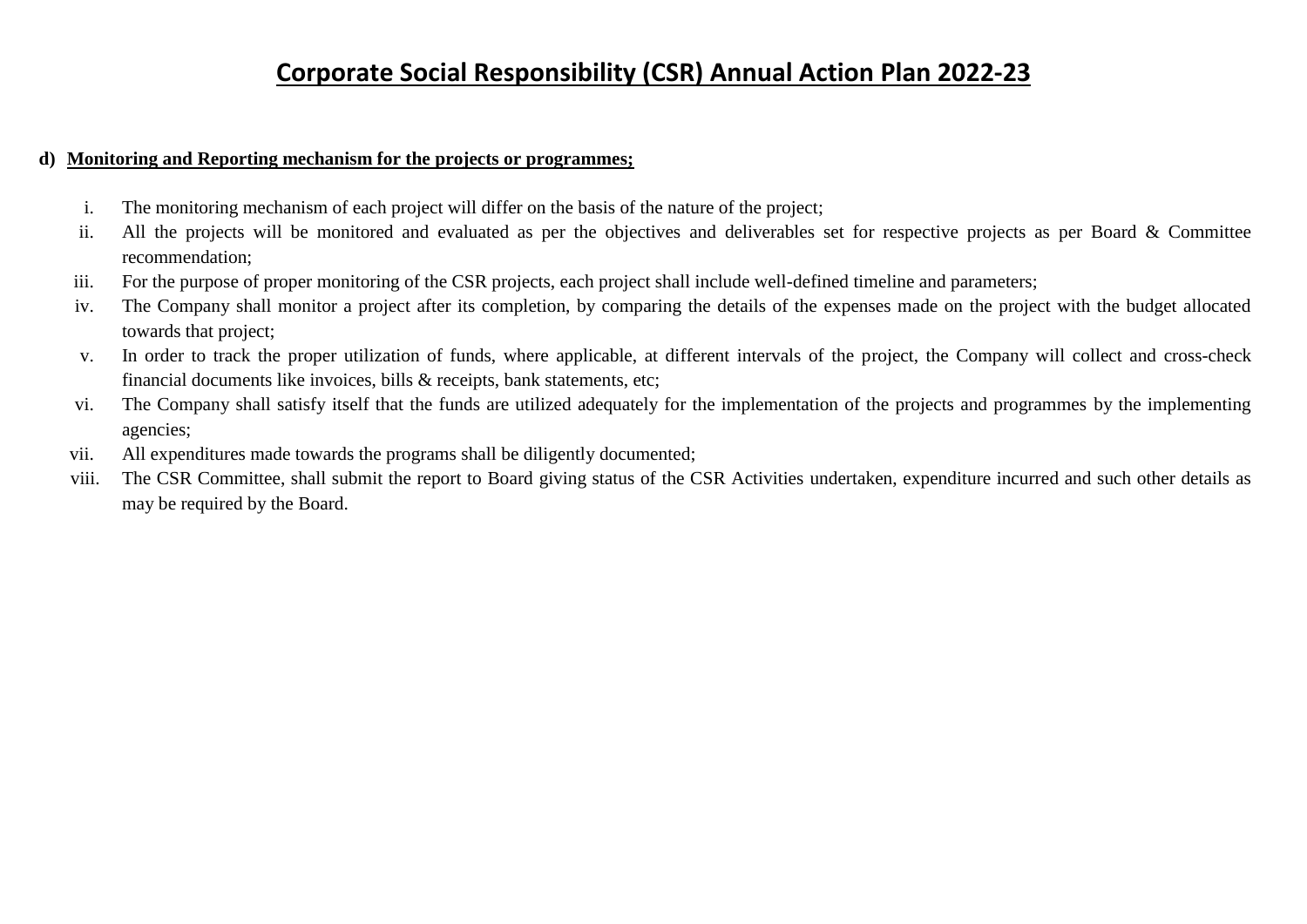# Corporate Social Responsibility (CSR) Annual Action Plan 2022-23

**d) Monitoring and Reporting mechanism for the projects or programmes;**

i. The monitoring mechanism of each project will differ on the basis of the nature of the project;

ii. All the projects will be monitored and evaluated as per the objectives and deliverables set for respective projects as per Board & Committee recommendation;

iii. For the purpose of proper monitoring of the CSR projects, each project shall include well-defined timeline and parameters;

iv. The Company shall monitor a project after its completion, by comparing the details of the expenses made on the project with the budget allocated towards that project;

v. In order to track the proper utilization of funds, where applicable, at different intervals of the project, the Company will collect and cross-check financial documents like invoices, bills & receipts, bank statements, etc;

vi. The Company shall satisfy itself that the funds are utilized adequately for the implementation of the projects and programmes by the implementing agencies;

vii. All expenditures made towards the programs shall be diligently documented;

viii. The CSR Committee, shall submit the report to Board giving status of the CSR Activities undertaken, expenditure incurred and such other details as may be required by the Board.